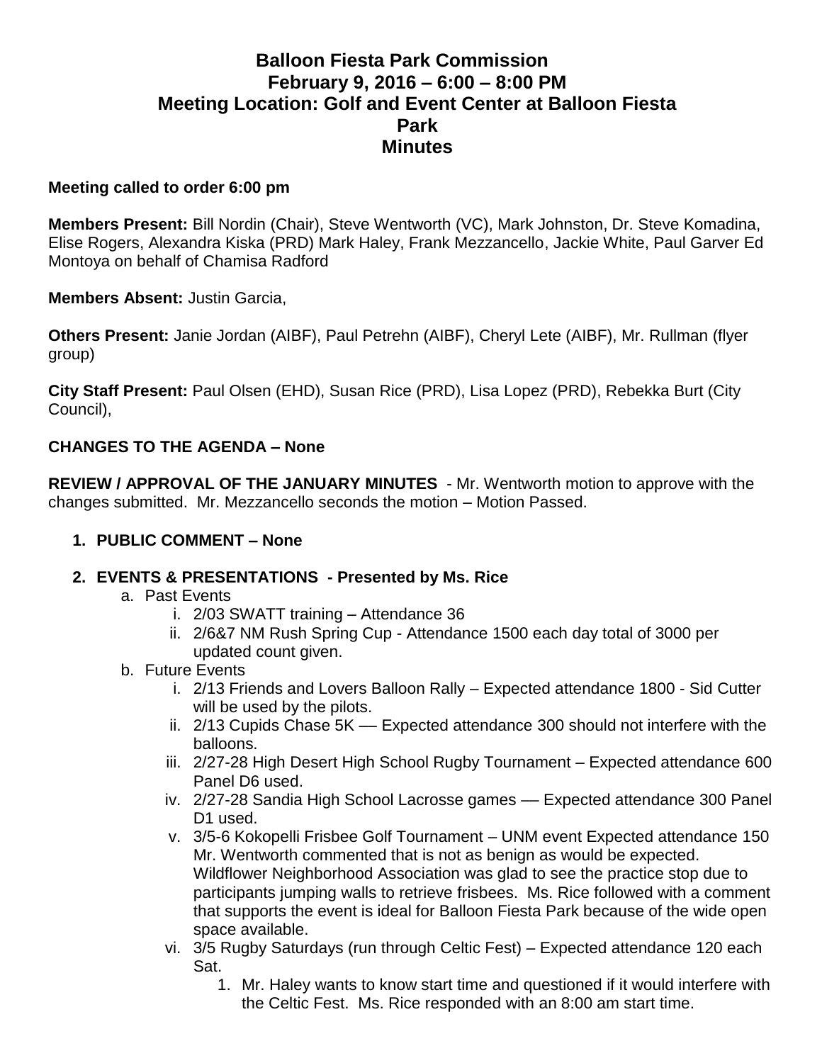# Balloon Fiesta Park Commission
## February 9, 2016 – 6:00 – 8:00 PM
## Meeting Location: Golf and Event Center at Balloon Fiesta Park
## Minutes

**Meeting called to order 6:00 pm**

**Members Present:** Bill Nordin (Chair), Steve Wentworth (VC), Mark Johnston, Dr. Steve Komadina, Elise Rogers, Alexandra Kiska (PRD) Mark Haley, Frank Mezzancello, Jackie White, Paul Garver Ed Montoya on behalf of Chamisa Radford

**Members Absent:** Justin Garcia,

**Others Present:** Janie Jordan (AIBF), Paul Petrehn (AIBF), Cheryl Lete (AIBF), Mr. Rullman (flyer group)

**City Staff Present:** Paul Olsen (EHD), Susan Rice (PRD), Lisa Lopez (PRD), Rebekka Burt (City Council),

**CHANGES TO THE AGENDA – None**

**REVIEW / APPROVAL OF THE JANUARY MINUTES** - Mr. Wentworth motion to approve with the changes submitted. Mr. Mezzancello seconds the motion – Motion Passed.

1. **PUBLIC COMMENT – None**

2. **EVENTS & PRESENTATIONS - Presented by Ms. Rice**
   a. Past Events
      i. 2/03 SWATT training – Attendance 36
      ii. 2/6&7 NM Rush Spring Cup - Attendance 1500 each day total of 3000 per updated count given.
   b. Future Events
      i. 2/13 Friends and Lovers Balloon Rally – Expected attendance 1800 - Sid Cutter will be used by the pilots.
      ii. 2/13 Cupids Chase 5K –– Expected attendance 300 should not interfere with the balloons.
      iii. 2/27-28 High Desert High School Rugby Tournament – Expected attendance 600 Panel D6 used.
      iv. 2/27-28 Sandia High School Lacrosse games –– Expected attendance 300 Panel D1 used.
      v. 3/5-6 Kokopelli Frisbee Golf Tournament – UNM event Expected attendance 150 Mr. Wentworth commented that is not as benign as would be expected. Wildflower Neighborhood Association was glad to see the practice stop due to participants jumping walls to retrieve frisbees. Ms. Rice followed with a comment that supports the event is ideal for Balloon Fiesta Park because of the wide open space available.
      vi. 3/5 Rugby Saturdays (run through Celtic Fest) – Expected attendance 120 each Sat.
         1. Mr. Haley wants to know start time and questioned if it would interfere with the Celtic Fest. Ms. Rice responded with an 8:00 am start time.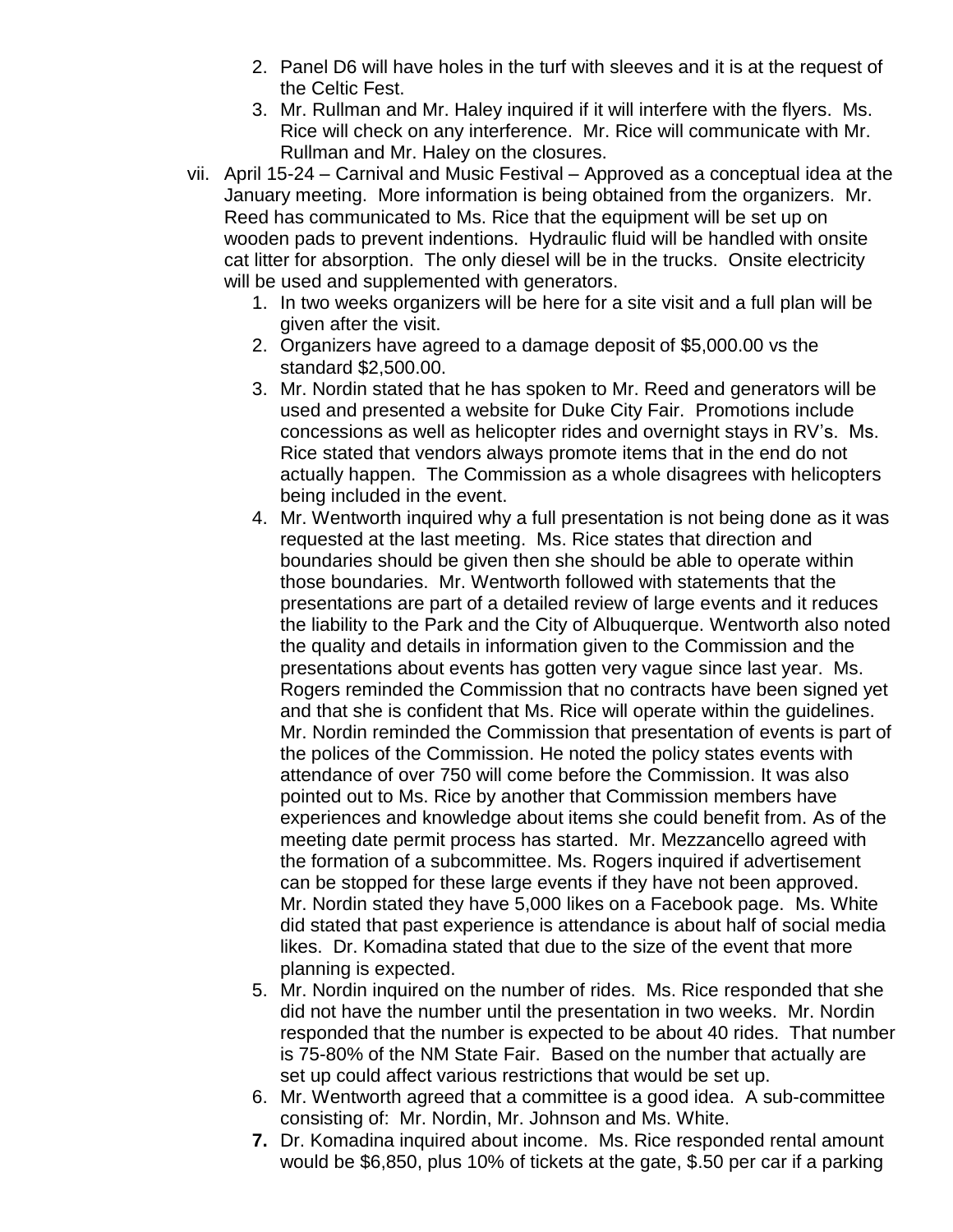2. Panel D6 will have holes in the turf with sleeves and it is at the request of the Celtic Fest.
3. Mr. Rullman and Mr. Haley inquired if it will interfere with the flyers. Ms. Rice will check on any interference. Mr. Rice will communicate with Mr. Rullman and Mr. Haley on the closures.

vii. April 15-24 – Carnival and Music Festival – Approved as a conceptual idea at the January meeting. More information is being obtained from the organizers. Mr. Reed has communicated to Ms. Rice that the equipment will be set up on wooden pads to prevent indentions. Hydraulic fluid will be handled with onsite cat litter for absorption. The only diesel will be in the trucks. Onsite electricity will be used and supplemented with generators.

1. In two weeks organizers will be here for a site visit and a full plan will be given after the visit.
2. Organizers have agreed to a damage deposit of $5,000.00 vs the standard $2,500.00.
3. Mr. Nordin stated that he has spoken to Mr. Reed and generators will be used and presented a website for Duke City Fair. Promotions include concessions as well as helicopter rides and overnight stays in RV's. Ms. Rice stated that vendors always promote items that in the end do not actually happen. The Commission as a whole disagrees with helicopters being included in the event.
4. Mr. Wentworth inquired why a full presentation is not being done as it was requested at the last meeting. Ms. Rice states that direction and boundaries should be given then she should be able to operate within those boundaries. Mr. Wentworth followed with statements that the presentations are part of a detailed review of large events and it reduces the liability to the Park and the City of Albuquerque. Wentworth also noted the quality and details in information given to the Commission and the presentations about events has gotten very vague since last year. Ms. Rogers reminded the Commission that no contracts have been signed yet and that she is confident that Ms. Rice will operate within the guidelines. Mr. Nordin reminded the Commission that presentation of events is part of the polices of the Commission. He noted the policy states events with attendance of over 750 will come before the Commission. It was also pointed out to Ms. Rice by another that Commission members have experiences and knowledge about items she could benefit from. As of the meeting date permit process has started. Mr. Mezzancello agreed with the formation of a subcommittee. Ms. Rogers inquired if advertisement can be stopped for these large events if they have not been approved. Mr. Nordin stated they have 5,000 likes on a Facebook page. Ms. White did stated that past experience is attendance is about half of social media likes. Dr. Komadina stated that due to the size of the event that more planning is expected.
5. Mr. Nordin inquired on the number of rides. Ms. Rice responded that she did not have the number until the presentation in two weeks. Mr. Nordin responded that the number is expected to be about 40 rides. That number is 75-80% of the NM State Fair. Based on the number that actually are set up could affect various restrictions that would be set up.
6. Mr. Wentworth agreed that a committee is a good idea. A sub-committee consisting of: Mr. Nordin, Mr. Johnson and Ms. White.
7. **Dr.** Komadina inquired about income. Ms. Rice responded rental amount would be $6,850, plus 10% of tickets at the gate, $.50 per car if a parking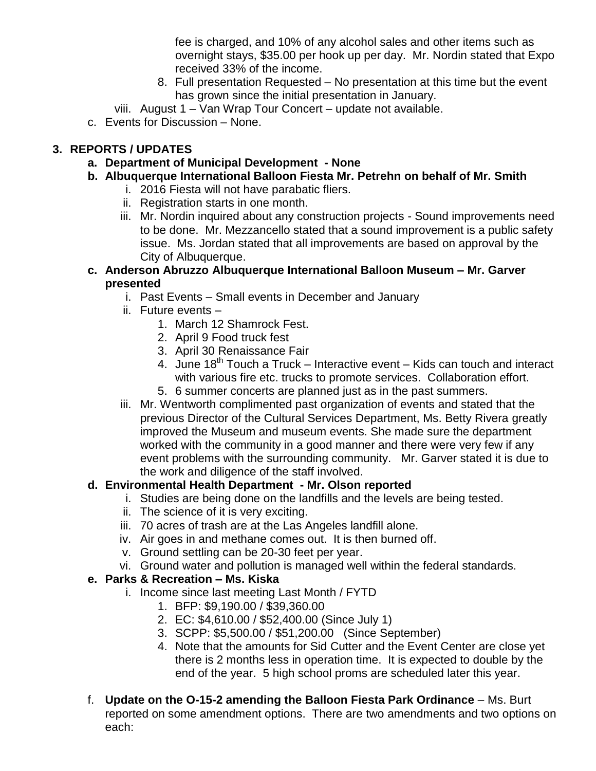fee is charged, and 10% of any alcohol sales and other items such as overnight stays, $35.00 per hook up per day. Mr. Nordin stated that Expo received 33% of the income.

8. Full presentation Requested – No presentation at this time but the event has grown since the initial presentation in January.

viii. August 1 – Van Wrap Tour Concert – update not available.

c. Events for Discussion – None.

**3. REPORTS / UPDATES**

**a. Department of Municipal Development - None**

**b. Albuquerque International Balloon Fiesta Mr. Petrehn on behalf of Mr. Smith**

i. 2016 Fiesta will not have parabatic fliers.

ii. Registration starts in one month.

iii. Mr. Nordin inquired about any construction projects - Sound improvements need to be done. Mr. Mezzancello stated that a sound improvement is a public safety issue. Ms. Jordan stated that all improvements are based on approval by the City of Albuquerque.

**c. Anderson Abruzzo Albuquerque International Balloon Museum – Mr. Garver presented**

i. Past Events – Small events in December and January

ii. Future events –

1. March 12 Shamrock Fest.
2. April 9 Food truck fest
3. April 30 Renaissance Fair
4. June 18th Touch a Truck – Interactive event – Kids can touch and interact with various fire etc. trucks to promote services. Collaboration effort.
5. 6 summer concerts are planned just as in the past summers.

iii. Mr. Wentworth complimented past organization of events and stated that the previous Director of the Cultural Services Department, Ms. Betty Rivera greatly improved the Museum and museum events. She made sure the department worked with the community in a good manner and there were very few if any event problems with the surrounding community. Mr. Garver stated it is due to the work and diligence of the staff involved.

**d. Environmental Health Department - Mr. Olson reported**

i. Studies are being done on the landfills and the levels are being tested.

ii. The science of it is very exciting.

iii. 70 acres of trash are at the Las Angeles landfill alone.

iv. Air goes in and methane comes out. It is then burned off.

v. Ground settling can be 20-30 feet per year.

vi. Ground water and pollution is managed well within the federal standards.

**e. Parks & Recreation – Ms. Kiska**

i. Income since last meeting Last Month / FYTD

1. BFP: $9,190.00 / $39,360.00
2. EC: $4,610.00 / $52,400.00 (Since July 1)
3. SCPP: $5,500.00 / $51,200.00 (Since September)
4. Note that the amounts for Sid Cutter and the Event Center are close yet there is 2 months less in operation time. It is expected to double by the end of the year. 5 high school proms are scheduled later this year.

f. **Update on the O-15-2 amending the Balloon Fiesta Park Ordinance** – Ms. Burt reported on some amendment options. There are two amendments and two options on each: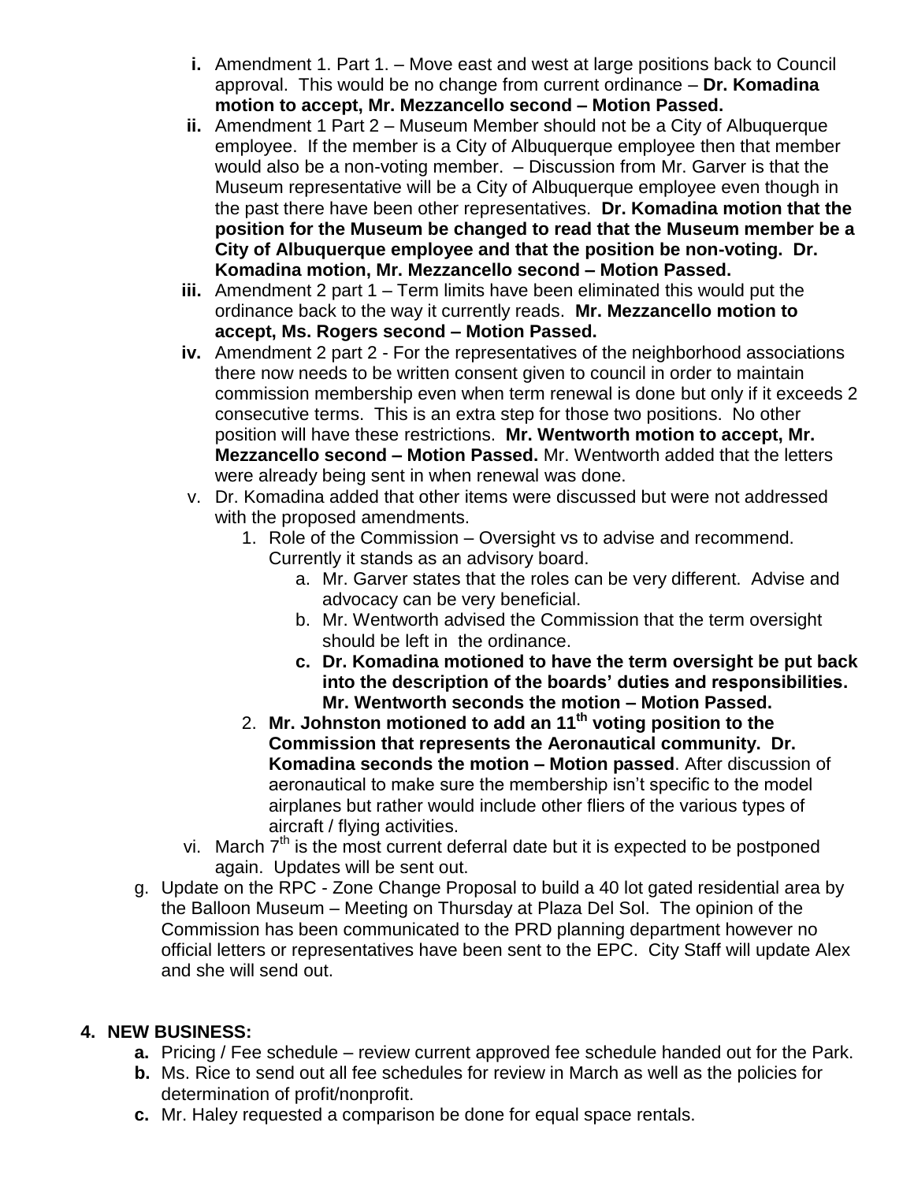- **i.** Amendment 1. Part 1. – Move east and west at large positions back to Council approval. This would be no change from current ordinance – **Dr. Komadina motion to accept, Mr. Mezzancello second – Motion Passed.**
- **ii.** Amendment 1 Part 2 – Museum Member should not be a City of Albuquerque employee. If the member is a City of Albuquerque employee then that member would also be a non-voting member. – Discussion from Mr. Garver is that the Museum representative will be a City of Albuquerque employee even though in the past there have been other representatives. **Dr. Komadina motion that the position for the Museum be changed to read that the Museum member be a City of Albuquerque employee and that the position be non-voting. Dr. Komadina motion, Mr. Mezzancello second – Motion Passed.**
- **iii.** Amendment 2 part 1 – Term limits have been eliminated this would put the ordinance back to the way it currently reads. **Mr. Mezzancello motion to accept, Ms. Rogers second – Motion Passed.**
- **iv.** Amendment 2 part 2 - For the representatives of the neighborhood associations there now needs to be written consent given to council in order to maintain commission membership even when term renewal is done but only if it exceeds 2 consecutive terms. This is an extra step for those two positions. No other position will have these restrictions. **Mr. Wentworth motion to accept, Mr. Mezzancello second – Motion Passed.** Mr. Wentworth added that the letters were already being sent in when renewal was done.
- v. Dr. Komadina added that other items were discussed but were not addressed with the proposed amendments.
  1. Role of the Commission – Oversight vs to advise and recommend. Currently it stands as an advisory board.
     - a. Mr. Garver states that the roles can be very different. Advise and advocacy can be very beneficial.
     - b. Mr. Wentworth advised the Commission that the term oversight should be left in the ordinance.
     - **c. Dr. Komadina motioned to have the term oversight be put back into the description of the boards' duties and responsibilities. Mr. Wentworth seconds the motion – Motion Passed.**
  2. **Mr. Johnston motioned to add an 11th voting position to the Commission that represents the Aeronautical community. Dr. Komadina seconds the motion – Motion passed**. After discussion of aeronautical to make sure the membership isn't specific to the model airplanes but rather would include other fliers of the various types of aircraft / flying activities.
- vi. March 7th is the most current deferral date but it is expected to be postponed again. Updates will be sent out.

g. Update on the RPC - Zone Change Proposal to build a 40 lot gated residential area by the Balloon Museum – Meeting on Thursday at Plaza Del Sol. The opinion of the Commission has been communicated to the PRD planning department however no official letters or representatives have been sent to the EPC. City Staff will update Alex and she will send out.

## 4. NEW BUSINESS:

- **a.** Pricing / Fee schedule – review current approved fee schedule handed out for the Park.
- **b.** Ms. Rice to send out all fee schedules for review in March as well as the policies for determination of profit/nonprofit.
- **c.** Mr. Haley requested a comparison be done for equal space rentals.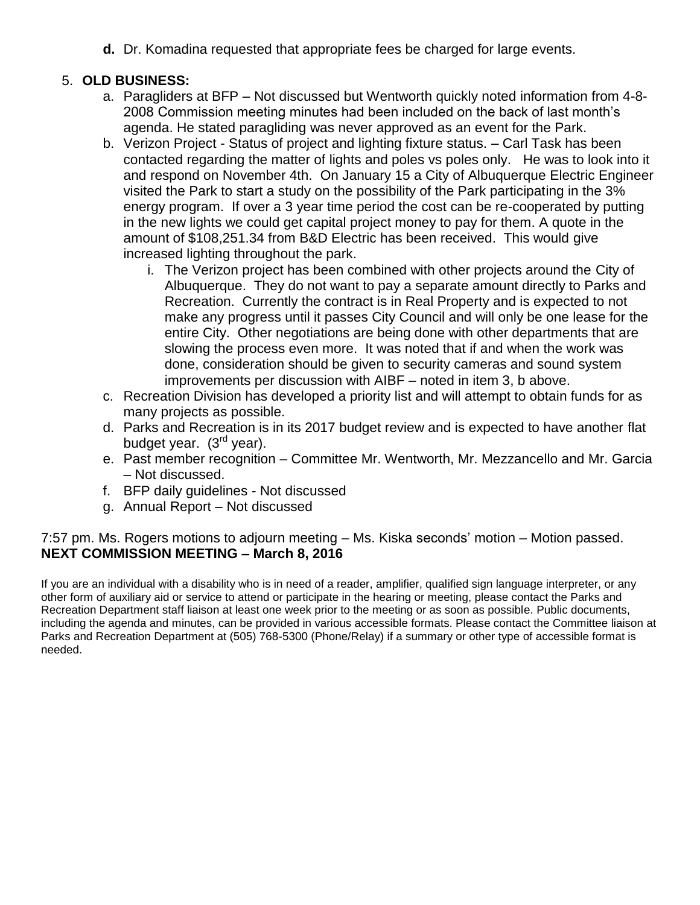**d.** Dr. Komadina requested that appropriate fees be charged for large events.

5. **OLD BUSINESS:**
   a. Paragliders at BFP – Not discussed but Wentworth quickly noted information from 4-8-2008 Commission meeting minutes had been included on the back of last month's agenda. He stated paragliding was never approved as an event for the Park.
   b. Verizon Project - Status of project and lighting fixture status. – Carl Task has been contacted regarding the matter of lights and poles vs poles only. He was to look into it and respond on November 4th. On January 15 a City of Albuquerque Electric Engineer visited the Park to start a study on the possibility of the Park participating in the 3% energy program. If over a 3 year time period the cost can be re-cooperated by putting in the new lights we could get capital project money to pay for them. A quote in the amount of $108,251.34 from B&D Electric has been received. This would give increased lighting throughout the park.
      i. The Verizon project has been combined with other projects around the City of Albuquerque. They do not want to pay a separate amount directly to Parks and Recreation. Currently the contract is in Real Property and is expected to not make any progress until it passes City Council and will only be one lease for the entire City. Other negotiations are being done with other departments that are slowing the process even more. It was noted that if and when the work was done, consideration should be given to security cameras and sound system improvements per discussion with AIBF – noted in item 3, b above.
   c. Recreation Division has developed a priority list and will attempt to obtain funds for as many projects as possible.
   d. Parks and Recreation is in its 2017 budget review and is expected to have another flat budget year. (3rd year).
   e. Past member recognition – Committee Mr. Wentworth, Mr. Mezzancello and Mr. Garcia – Not discussed.
   f. BFP daily guidelines - Not discussed
   g. Annual Report – Not discussed

7:57 pm. Ms. Rogers motions to adjourn meeting – Ms. Kiska seconds' motion – Motion passed.
**NEXT COMMISSION MEETING – March 8, 2016**

If you are an individual with a disability who is in need of a reader, amplifier, qualified sign language interpreter, or any other form of auxiliary aid or service to attend or participate in the hearing or meeting, please contact the Parks and Recreation Department staff liaison at least one week prior to the meeting or as soon as possible. Public documents, including the agenda and minutes, can be provided in various accessible formats. Please contact the Committee liaison at Parks and Recreation Department at (505) 768-5300 (Phone/Relay) if a summary or other type of accessible format is needed.